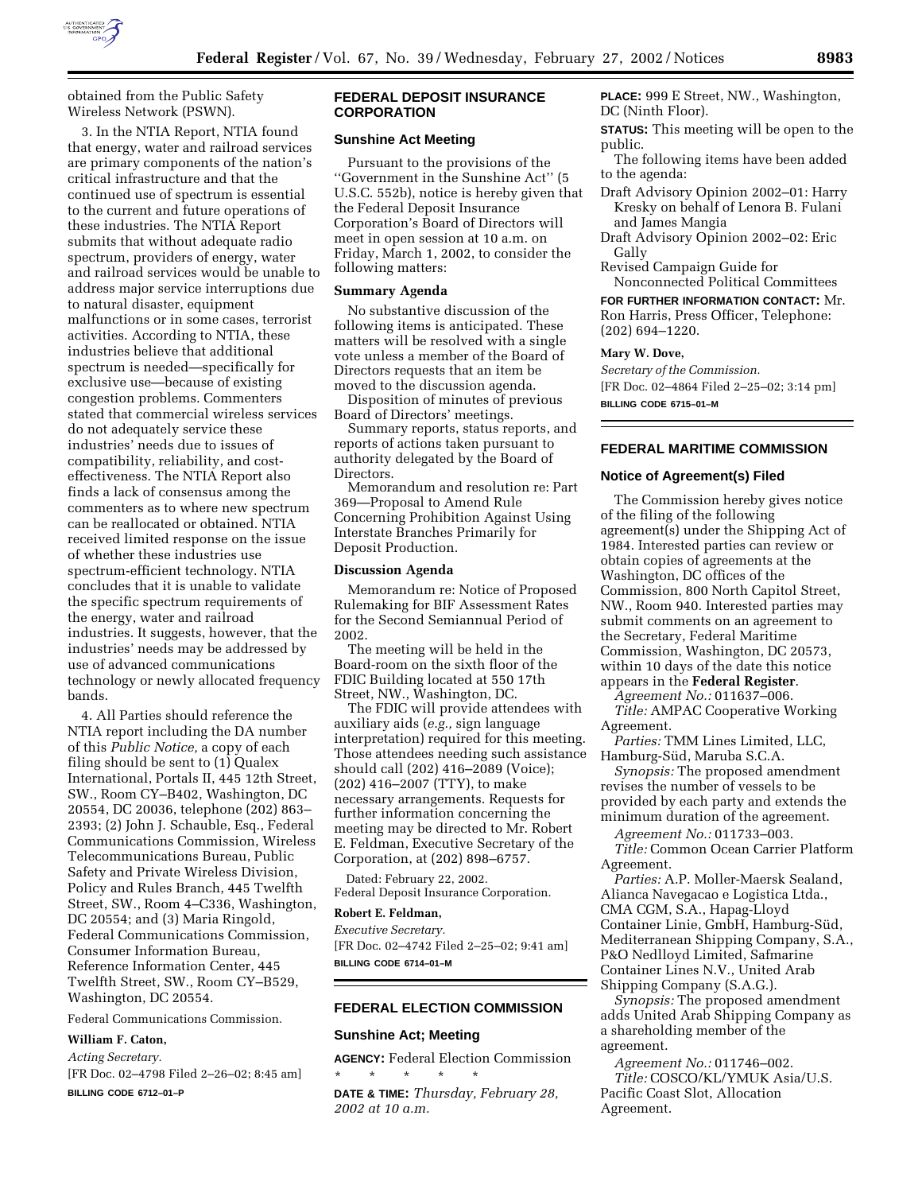obtained from the Public Safety Wireless Network (PSWN).

3. In the NTIA Report, NTIA found that energy, water and railroad services are primary components of the nation's critical infrastructure and that the continued use of spectrum is essential to the current and future operations of these industries. The NTIA Report submits that without adequate radio spectrum, providers of energy, water and railroad services would be unable to address major service interruptions due to natural disaster, equipment malfunctions or in some cases, terrorist activities. According to NTIA, these industries believe that additional spectrum is needed—specifically for exclusive use—because of existing congestion problems. Commenters stated that commercial wireless services do not adequately service these industries' needs due to issues of compatibility, reliability, and cost-effectiveness. The NTIA Report also finds a lack of consensus among the commenters as to where new spectrum can be reallocated or obtained. NTIA received limited response on the issue of whether these industries use spectrum-efficient technology. NTIA concludes that it is unable to validate the specific spectrum requirements of the energy, water and railroad industries. It suggests, however, that the industries' needs may be addressed by use of advanced communications technology or newly allocated frequency bands.

4. All Parties should reference the NTIA report including the DA number of this *Public Notice,* a copy of each filing should be sent to (1) Qualex International, Portals II, 445 12th Street, SW., Room CY–B402, Washington, DC 20554, DC 20036, telephone (202) 863–2393; (2) John J. Schauble, Esq., Federal Communications Commission, Wireless Telecommunications Bureau, Public Safety and Private Wireless Division, Policy and Rules Branch, 445 Twelfth Street, SW., Room 4–C336, Washington, DC 20554; and (3) Maria Ringold, Federal Communications Commission, Consumer Information Bureau, Reference Information Center, 445 Twelfth Street, SW., Room CY–B529, Washington, DC 20554.

Federal Communications Commission.

**William F. Caton,**

*Acting Secretary.*

[FR Doc. 02–4798 Filed 2–26–02; 8:45 am]

**BILLING CODE 6712–01–P**

## FEDERAL DEPOSIT INSURANCE CORPORATION

### Sunshine Act Meeting

Pursuant to the provisions of the "Government in the Sunshine Act" (5 U.S.C. 552b), notice is hereby given that the Federal Deposit Insurance Corporation's Board of Directors will meet in open session at 10 a.m. on Friday, March 1, 2002, to consider the following matters:

#### Summary Agenda

No substantive discussion of the following items is anticipated. These matters will be resolved with a single vote unless a member of the Board of Directors requests that an item be moved to the discussion agenda.

Disposition of minutes of previous Board of Directors' meetings.

Summary reports, status reports, and reports of actions taken pursuant to authority delegated by the Board of Directors.

Memorandum and resolution re: Part 369—Proposal to Amend Rule Concerning Prohibition Against Using Interstate Branches Primarily for Deposit Production.

#### Discussion Agenda

Memorandum re: Notice of Proposed Rulemaking for BIF Assessment Rates for the Second Semiannual Period of 2002.

The meeting will be held in the Board-room on the sixth floor of the FDIC Building located at 550 17th Street, NW., Washington, DC.

The FDIC will provide attendees with auxiliary aids (*e.g.,* sign language interpretation) required for this meeting. Those attendees needing such assistance should call (202) 416–2089 (Voice); (202) 416–2007 (TTY), to make necessary arrangements. Requests for further information concerning the meeting may be directed to Mr. Robert E. Feldman, Executive Secretary of the Corporation, at (202) 898–6757.

Dated: February 22, 2002.

Federal Deposit Insurance Corporation.

**Robert E. Feldman,**

*Executive Secretary.*

[FR Doc. 02–4742 Filed 2–25–02; 9:41 am]

**BILLING CODE 6714–01–M**

## FEDERAL ELECTION COMMISSION

### Sunshine Act; Meeting

**AGENCY:** Federal Election Commission

\* \* \* \* \*

**DATE & TIME:** *Thursday, February 28, 2002 at 10 a.m.*

**PLACE:** 999 E Street, NW., Washington, DC (Ninth Floor).

**STATUS:** This meeting will be open to the public.

The following items have been added to the agenda:

Draft Advisory Opinion 2002–01: Harry Kresky on behalf of Lenora B. Fulani and James Mangia

Draft Advisory Opinion 2002–02: Eric Gally

Revised Campaign Guide for Nonconnected Political Committees

**FOR FURTHER INFORMATION CONTACT:** Mr. Ron Harris, Press Officer, Telephone: (202) 694–1220.

**Mary W. Dove,**

*Secretary of the Commission.*

[FR Doc. 02–4864 Filed 2–25–02; 3:14 pm]

**BILLING CODE 6715–01–M**

## FEDERAL MARITIME COMMISSION

### Notice of Agreement(s) Filed

The Commission hereby gives notice of the filing of the following agreement(s) under the Shipping Act of 1984. Interested parties can review or obtain copies of agreements at the Washington, DC offices of the Commission, 800 North Capitol Street, NW., Room 940. Interested parties may submit comments on an agreement to the Secretary, Federal Maritime Commission, Washington, DC 20573, within 10 days of the date this notice appears in the **Federal Register**.

*Agreement No.:* 011637–006.

*Title:* AMPAC Cooperative Working Agreement.

*Parties:* TMM Lines Limited, LLC, Hamburg-Süd, Maruba S.C.A.

*Synopsis:* The proposed amendment revises the number of vessels to be provided by each party and extends the minimum duration of the agreement.

*Agreement No.:* 011733–003.

*Title:* Common Ocean Carrier Platform Agreement.

*Parties:* A.P. Moller-Maersk Sealand, Alianca Navegacao e Logistica Ltda., CMA CGM, S.A., Hapag-Lloyd Container Linie, GmbH, Hamburg-Süd, Mediterranean Shipping Company, S.A., P&O Nedlloyd Limited, Safmarine Container Lines N.V., United Arab Shipping Company (S.A.G.).

*Synopsis:* The proposed amendment adds United Arab Shipping Company as a shareholding member of the agreement.

*Agreement No.:* 011746–002.

*Title:* COSCO/KL/YMUK Asia/U.S. Pacific Coast Slot, Allocation Agreement.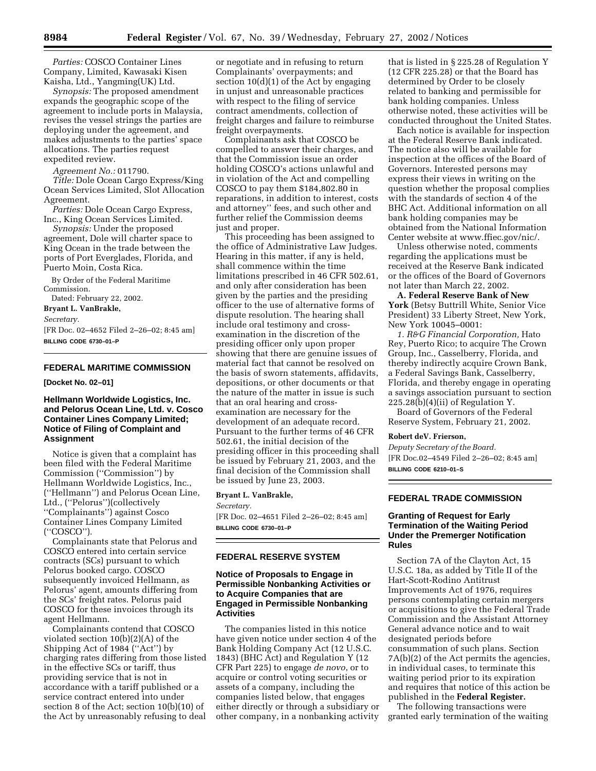*Parties:* COSCO Container Lines Company, Limited, Kawasaki Kisen Kaisha, Ltd., Yangming(UK) Ltd.

*Synopsis:* The proposed amendment expands the geographic scope of the agreement to include ports in Malaysia, revises the vessel strings the parties are deploying under the agreement, and makes adjustments to the parties' space allocations. The parties request expedited review.

*Agreement No.:* 011790.

*Title:* Dole Ocean Cargo Express/King Ocean Services Limited, Slot Allocation Agreement.

*Parties:* Dole Ocean Cargo Express, Inc., King Ocean Services Limited.

*Synopsis:* Under the proposed agreement, Dole will charter space to King Ocean in the trade between the ports of Port Everglades, Florida, and Puerto Moin, Costa Rica.

By Order of the Federal Maritime Commission.

Dated: February 22, 2002.

**Bryant L. VanBrakle,**

*Secretary.*

[FR Doc. 02–4652 Filed 2–26–02; 8:45 am]

**BILLING CODE 6730–01–P**

## FEDERAL MARITIME COMMISSION

**[Docket No. 02–01]**

### Hellmann Worldwide Logistics, Inc. and Pelorus Ocean Line, Ltd. v. Cosco Container Lines Company Limited; Notice of Filing of Complaint and Assignment

Notice is given that a complaint has been filed with the Federal Maritime Commission (''Commission'') by Hellmann Worldwide Logistics, Inc., (''Hellmann'') and Pelorus Ocean Line, Ltd., (''Pelorus'')(collectively ''Complainants'') against Cosco Container Lines Company Limited (''COSCO'').

Complainants state that Pelorus and COSCO entered into certain service contracts (SCs) pursuant to which Pelorus booked cargo. COSCO subsequently invoiced Hellmann, as Pelorus' agent, amounts differing from the SCs' freight rates. Pelorus paid COSCO for these invoices through its agent Hellmann.

Complainants contend that COSCO violated section 10(b)(2)(A) of the Shipping Act of 1984 (''Act'') by charging rates differing from those listed in the effective SCs or tariff, thus providing service that is not in accordance with a tariff published or a service contract entered into under section 8 of the Act; section 10(b)(10) of the Act by unreasonably refusing to deal or negotiate and in refusing to return Complainants' overpayments; and section 10(d)(1) of the Act by engaging in unjust and unreasonable practices with respect to the filing of service contract amendments, collection of freight charges and failure to reimburse freight overpayments.

Complainants ask that COSCO be compelled to answer their charges, and that the Commission issue an order holding COSCO's actions unlawful and in violation of the Act and compelling COSCO to pay them $184,802.80 in reparations, in addition to interest, costs and attorney'' fees, and such other and further relief the Commission deems just and proper.

This proceeding has been assigned to the office of Administrative Law Judges. Hearing in this matter, if any is held, shall commence within the time limitations prescribed in 46 CFR 502.61, and only after consideration has been given by the parties and the presiding officer to the use of alternative forms of dispute resolution. The hearing shall include oral testimony and cross-examination in the discretion of the presiding officer only upon proper showing that there are genuine issues of material fact that cannot be resolved on the basis of sworn statements, affidavits, depositions, or other documents or that the nature of the matter in issue is such that an oral hearing and cross-examination are necessary for the development of an adequate record. Pursuant to the further terms of 46 CFR 502.61, the initial decision of the presiding officer in this proceeding shall be issued by February 21, 2003, and the final decision of the Commission shall be issued by June 23, 2003.

**Bryant L. VanBrakle,**

*Secretary.*

[FR Doc. 02–4651 Filed 2–26–02; 8:45 am]

**BILLING CODE 6730–01–P**

## FEDERAL RESERVE SYSTEM

### Notice of Proposals to Engage in Permissible Nonbanking Activities or to Acquire Companies that are Engaged in Permissible Nonbanking Activities

The companies listed in this notice have given notice under section 4 of the Bank Holding Company Act (12 U.S.C. 1843) (BHC Act) and Regulation Y (12 CFR Part 225) to engage *de novo*, or to acquire or control voting securities or assets of a company, including the companies listed below, that engages either directly or through a subsidiary or other company, in a nonbanking activity that is listed in § 225.28 of Regulation Y (12 CFR 225.28) or that the Board has determined by Order to be closely related to banking and permissible for bank holding companies. Unless otherwise noted, these activities will be conducted throughout the United States.

Each notice is available for inspection at the Federal Reserve Bank indicated. The notice also will be available for inspection at the offices of the Board of Governors. Interested persons may express their views in writing on the question whether the proposal complies with the standards of section 4 of the BHC Act. Additional information on all bank holding companies may be obtained from the National Information Center website at www.ffiec.gov/nic/.

Unless otherwise noted, comments regarding the applications must be received at the Reserve Bank indicated or the offices of the Board of Governors not later than March 22, 2002.

**A. Federal Reserve Bank of New York** (Betsy Buttrill White, Senior Vice President) 33 Liberty Street, New York, New York 10045–0001:

*1. R&G Financial Corporation,* Hato Rey, Puerto Rico; to acquire The Crown Group, Inc., Casselberry, Florida, and thereby indirectly acquire Crown Bank, a Federal Savings Bank, Casselberry, Florida, and thereby engage in operating a savings association pursuant to section 225.28(b)(4)(ii) of Regulation Y.

Board of Governors of the Federal Reserve System, February 21, 2002.

**Robert deV. Frierson,**

*Deputy Secretary of the Board.*

[FR Doc.02–4549 Filed 2–26–02; 8:45 am]

**BILLING CODE 6210–01–S**

## FEDERAL TRADE COMMISSION

### Granting of Request for Early Termination of the Waiting Period Under the Premerger Notification Rules

Section 7A of the Clayton Act, 15 U.S.C. 18a, as added by Title II of the Hart-Scott-Rodino Antitrust Improvements Act of 1976, requires persons contemplating certain mergers or acquisitions to give the Federal Trade Commission and the Assistant Attorney General advance notice and to wait designated periods before consummation of such plans. Section 7A(b)(2) of the Act permits the agencies, in individual cases, to terminate this waiting period prior to its expiration and requires that notice of this action be published in the **Federal Register.**

The following transactions were granted early termination of the waiting